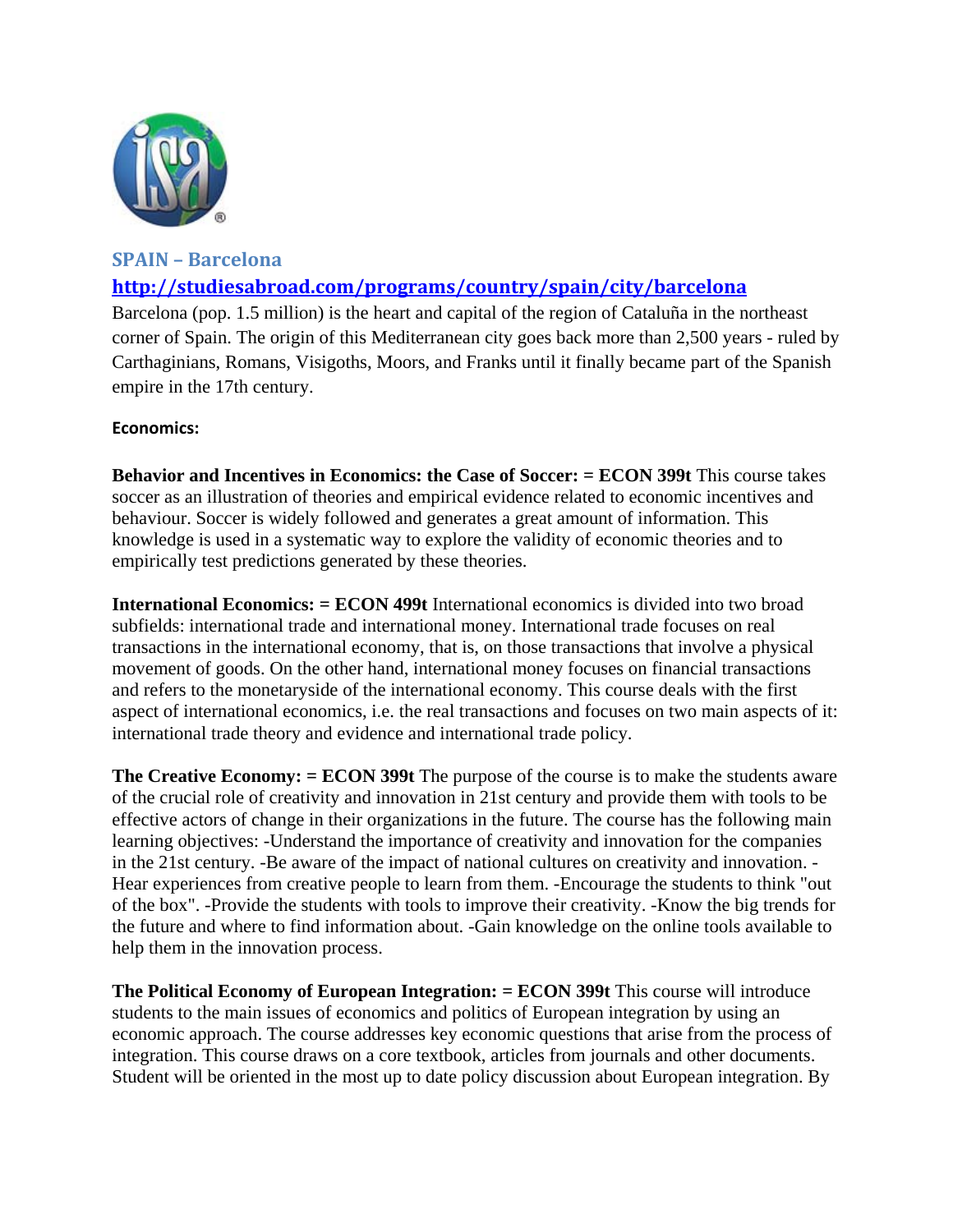## SPAIN – Barcelona

**[http://studiesabroad.com/programs/country/spain/city/barcelona](http://studiesabroad.com/programs/country/spain/city/barcelona)**

Barcelona (pop. 1.5 million) is the heart and capital of the region of Cataluña in the northeast corner of Spain. The origin of this Mediterranean city goes back more than 2,500 years - ruled by Carthaginians, Romans, Visigoths, Moors, and Franks until it finally became part of the Spanish empire in the 17th century.

**Economics:**

**Behavior and Incentives in Economics: the Case of Soccer: = ECON 399t** This course takes soccer as an illustration of theories and empirical evidence related to economic incentives and behaviour. Soccer is widely followed and generates a great amount of information. This knowledge is used in a systematic way to explore the validity of economic theories and to empirically test predictions generated by these theories.

**International Economics: = ECON 499t** International economics is divided into two broad subfields: international trade and international money. International trade focuses on real transactions in the international economy, that is, on those transactions that involve a physical movement of goods. On the other hand, international money focuses on financial transactions and refers to the monetaryside of the international economy. This course deals with the first aspect of international economics, i.e. the real transactions and focuses on two main aspects of it: international trade theory and evidence and international trade policy.

**The Creative Economy: = ECON 399t** The purpose of the course is to make the students aware of the crucial role of creativity and innovation in 21st century and provide them with tools to be effective actors of change in their organizations in the future. The course has the following main learning objectives: -Understand the importance of creativity and innovation for the companies in the 21st century. -Be aware of the impact of national cultures on creativity and innovation. -Hear experiences from creative people to learn from them. -Encourage the students to think "out of the box". -Provide the students with tools to improve their creativity. -Know the big trends for the future and where to find information about. -Gain knowledge on the online tools available to help them in the innovation process.

**The Political Economy of European Integration: = ECON 399t** This course will introduce students to the main issues of economics and politics of European integration by using an economic approach. The course addresses key economic questions that arise from the process of integration. This course draws on a core textbook, articles from journals and other documents. Student will be oriented in the most up to date policy discussion about European integration. By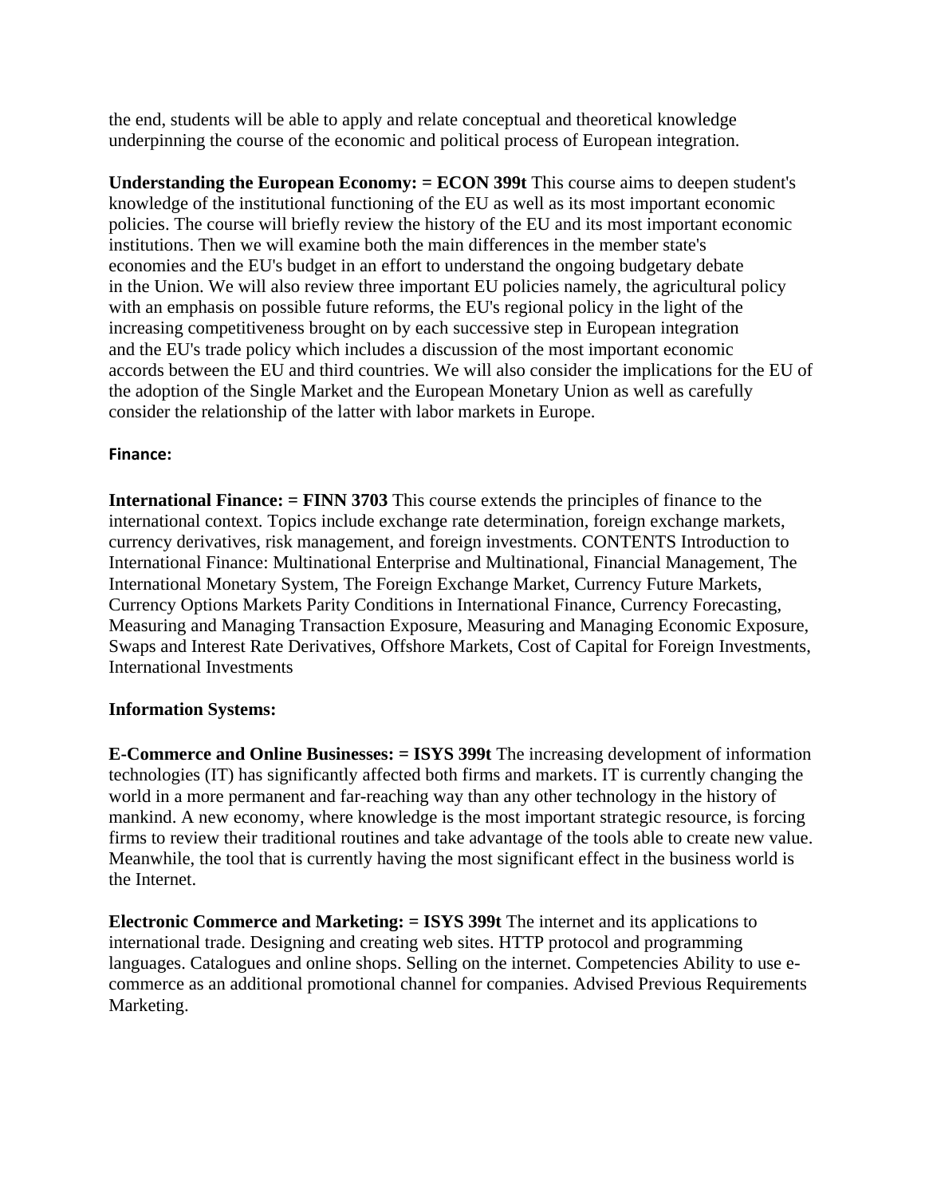the end, students will be able to apply and relate conceptual and theoretical knowledge underpinning the course of the economic and political process of European integration.

**Understanding the European Economy: = ECON 399t** This course aims to deepen student's knowledge of the institutional functioning of the EU as well as its most important economic policies. The course will briefly review the history of the EU and its most important economic institutions. Then we will examine both the main differences in the member state's economies and the EU's budget in an effort to understand the ongoing budgetary debate in the Union. We will also review three important EU policies namely, the agricultural policy with an emphasis on possible future reforms, the EU's regional policy in the light of the increasing competitiveness brought on by each successive step in European integration and the EU's trade policy which includes a discussion of the most important economic accords between the EU and third countries. We will also consider the implications for the EU of the adoption of the Single Market and the European Monetary Union as well as carefully consider the relationship of the latter with labor markets in Europe.

**Finance:**

**International Finance: = FINN 3703** This course extends the principles of finance to the international context. Topics include exchange rate determination, foreign exchange markets, currency derivatives, risk management, and foreign investments. CONTENTS Introduction to International Finance: Multinational Enterprise and Multinational, Financial Management, The International Monetary System, The Foreign Exchange Market, Currency Future Markets, Currency Options Markets Parity Conditions in International Finance, Currency Forecasting, Measuring and Managing Transaction Exposure, Measuring and Managing Economic Exposure, Swaps and Interest Rate Derivatives, Offshore Markets, Cost of Capital for Foreign Investments, International Investments

**Information Systems:**

**E-Commerce and Online Businesses: = ISYS 399t** The increasing development of information technologies (IT) has significantly affected both firms and markets. IT is currently changing the world in a more permanent and far-reaching way than any other technology in the history of mankind. A new economy, where knowledge is the most important strategic resource, is forcing firms to review their traditional routines and take advantage of the tools able to create new value. Meanwhile, the tool that is currently having the most significant effect in the business world is the Internet.

**Electronic Commerce and Marketing: = ISYS 399t** The internet and its applications to international trade. Designing and creating web sites. HTTP protocol and programming languages. Catalogues and online shops. Selling on the internet. Competencies Ability to use e-commerce as an additional promotional channel for companies. Advised Previous Requirements Marketing.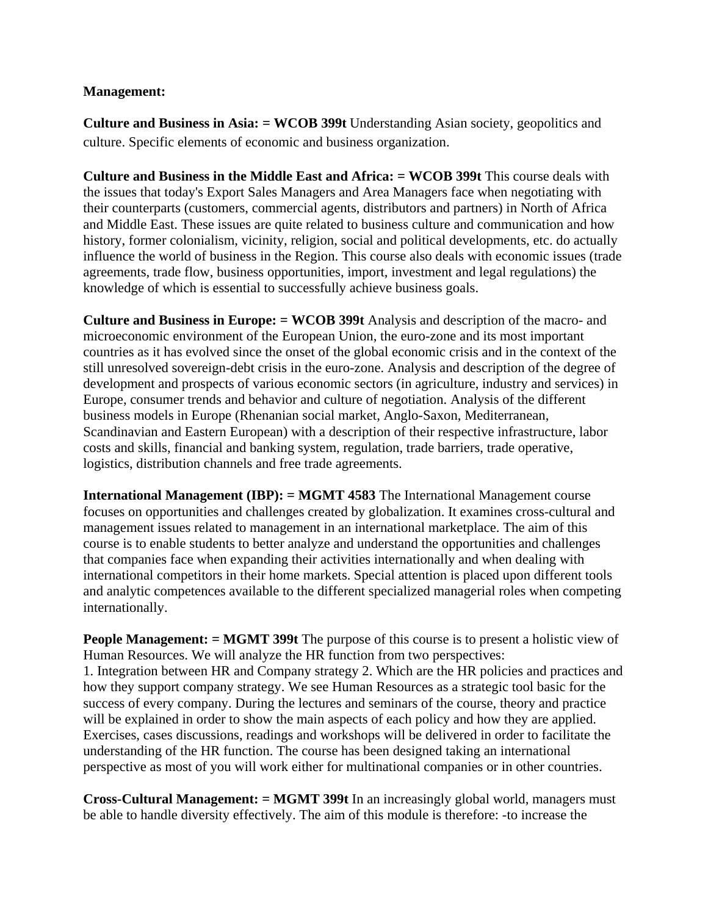**Management:**

**Culture and Business in Asia: = WCOB 399t** Understanding Asian society, geopolitics and culture. Specific elements of economic and business organization.

**Culture and Business in the Middle East and Africa: = WCOB 399t** This course deals with the issues that today's Export Sales Managers and Area Managers face when negotiating with their counterparts (customers, commercial agents, distributors and partners) in North of Africa and Middle East. These issues are quite related to business culture and communication and how history, former colonialism, vicinity, religion, social and political developments, etc. do actually influence the world of business in the Region. This course also deals with economic issues (trade agreements, trade flow, business opportunities, import, investment and legal regulations) the knowledge of which is essential to successfully achieve business goals.

**Culture and Business in Europe: = WCOB 399t** Analysis and description of the macro- and microeconomic environment of the European Union, the euro-zone and its most important countries as it has evolved since the onset of the global economic crisis and in the context of the still unresolved sovereign-debt crisis in the euro-zone. Analysis and description of the degree of development and prospects of various economic sectors (in agriculture, industry and services) in Europe, consumer trends and behavior and culture of negotiation. Analysis of the different business models in Europe (Rhenanian social market, Anglo-Saxon, Mediterranean, Scandinavian and Eastern European) with a description of their respective infrastructure, labor costs and skills, financial and banking system, regulation, trade barriers, trade operative, logistics, distribution channels and free trade agreements.

**International Management (IBP): = MGMT 4583** The International Management course focuses on opportunities and challenges created by globalization. It examines cross-cultural and management issues related to management in an international marketplace. The aim of this course is to enable students to better analyze and understand the opportunities and challenges that companies face when expanding their activities internationally and when dealing with international competitors in their home markets. Special attention is placed upon different tools and analytic competences available to the different specialized managerial roles when competing internationally.

**People Management: = MGMT 399t** The purpose of this course is to present a holistic view of Human Resources. We will analyze the HR function from two perspectives:
1. Integration between HR and Company strategy 2. Which are the HR policies and practices and how they support company strategy. We see Human Resources as a strategic tool basic for the success of every company. During the lectures and seminars of the course, theory and practice will be explained in order to show the main aspects of each policy and how they are applied. Exercises, cases discussions, readings and workshops will be delivered in order to facilitate the understanding of the HR function. The course has been designed taking an international perspective as most of you will work either for multinational companies or in other countries.

**Cross-Cultural Management: = MGMT 399t** In an increasingly global world, managers must be able to handle diversity effectively. The aim of this module is therefore: -to increase the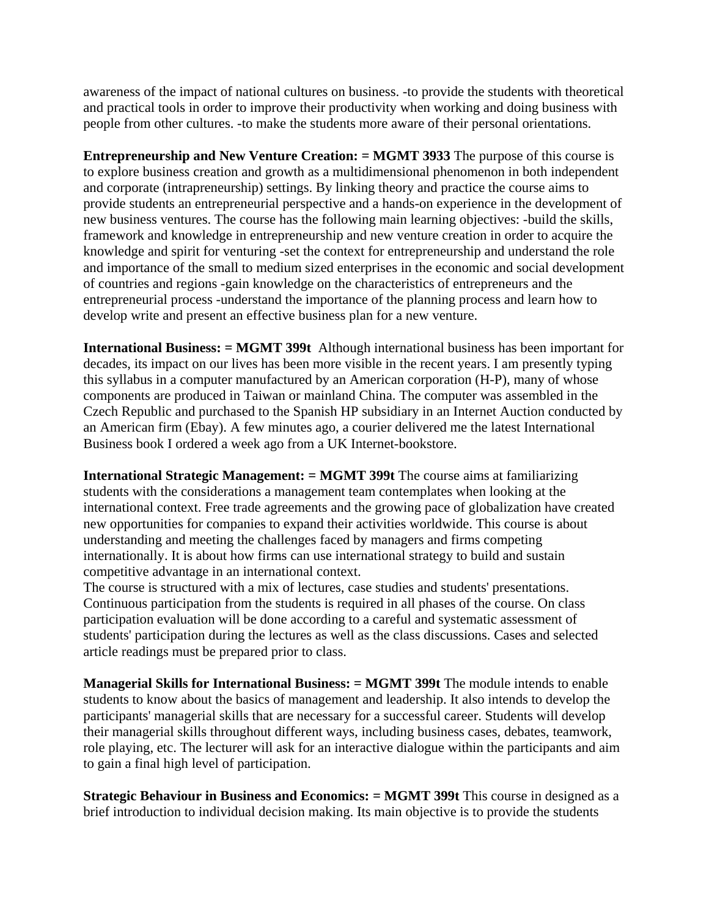awareness of the impact of national cultures on business. -to provide the students with theoretical and practical tools in order to improve their productivity when working and doing business with people from other cultures. -to make the students more aware of their personal orientations.

**Entrepreneurship and New Venture Creation: = MGMT 3933** The purpose of this course is to explore business creation and growth as a multidimensional phenomenon in both independent and corporate (intrapreneurship) settings. By linking theory and practice the course aims to provide students an entrepreneurial perspective and a hands-on experience in the development of new business ventures. The course has the following main learning objectives: -build the skills, framework and knowledge in entrepreneurship and new venture creation in order to acquire the knowledge and spirit for venturing -set the context for entrepreneurship and understand the role and importance of the small to medium sized enterprises in the economic and social development of countries and regions -gain knowledge on the characteristics of entrepreneurs and the entrepreneurial process -understand the importance of the planning process and learn how to develop write and present an effective business plan for a new venture.

**International Business: = MGMT 399t** Although international business has been important for decades, its impact on our lives has been more visible in the recent years. I am presently typing this syllabus in a computer manufactured by an American corporation (H-P), many of whose components are produced in Taiwan or mainland China. The computer was assembled in the Czech Republic and purchased to the Spanish HP subsidiary in an Internet Auction conducted by an American firm (Ebay). A few minutes ago, a courier delivered me the latest International Business book I ordered a week ago from a UK Internet-bookstore.

**International Strategic Management: = MGMT 399t** The course aims at familiarizing students with the considerations a management team contemplates when looking at the international context. Free trade agreements and the growing pace of globalization have created new opportunities for companies to expand their activities worldwide. This course is about understanding and meeting the challenges faced by managers and firms competing internationally. It is about how firms can use international strategy to build and sustain competitive advantage in an international context.
The course is structured with a mix of lectures, case studies and students' presentations. Continuous participation from the students is required in all phases of the course. On class participation evaluation will be done according to a careful and systematic assessment of students' participation during the lectures as well as the class discussions. Cases and selected article readings must be prepared prior to class.

**Managerial Skills for International Business: = MGMT 399t** The module intends to enable students to know about the basics of management and leadership. It also intends to develop the participants' managerial skills that are necessary for a successful career. Students will develop their managerial skills throughout different ways, including business cases, debates, teamwork, role playing, etc. The lecturer will ask for an interactive dialogue within the participants and aim to gain a final high level of participation.

**Strategic Behaviour in Business and Economics: = MGMT 399t** This course in designed as a brief introduction to individual decision making. Its main objective is to provide the students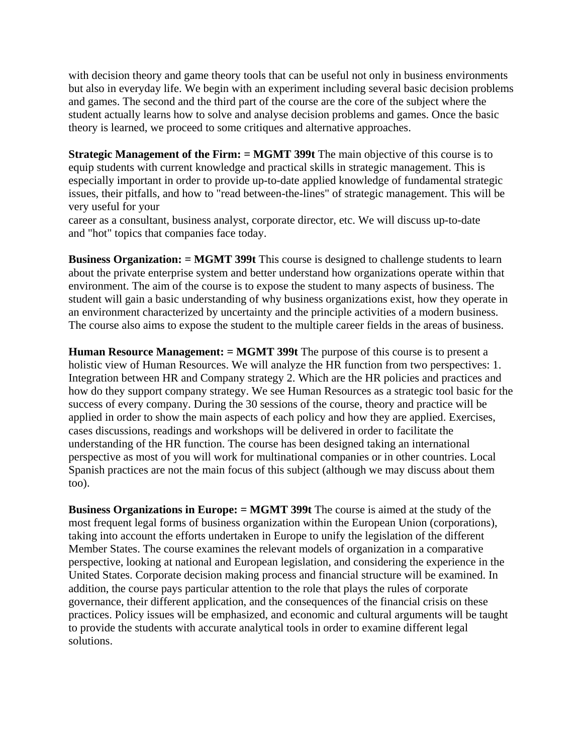with decision theory and game theory tools that can be useful not only in business environments but also in everyday life. We begin with an experiment including several basic decision problems and games. The second and the third part of the course are the core of the subject where the student actually learns how to solve and analyse decision problems and games. Once the basic theory is learned, we proceed to some critiques and alternative approaches.

**Strategic Management of the Firm: = MGMT 399t** The main objective of this course is to equip students with current knowledge and practical skills in strategic management. This is especially important in order to provide up-to-date applied knowledge of fundamental strategic issues, their pitfalls, and how to "read between-the-lines" of strategic management. This will be very useful for your career as a consultant, business analyst, corporate director, etc. We will discuss up-to-date and "hot" topics that companies face today.

**Business Organization: = MGMT 399t** This course is designed to challenge students to learn about the private enterprise system and better understand how organizations operate within that environment. The aim of the course is to expose the student to many aspects of business. The student will gain a basic understanding of why business organizations exist, how they operate in an environment characterized by uncertainty and the principle activities of a modern business. The course also aims to expose the student to the multiple career fields in the areas of business.

**Human Resource Management: = MGMT 399t** The purpose of this course is to present a holistic view of Human Resources. We will analyze the HR function from two perspectives: 1. Integration between HR and Company strategy 2. Which are the HR policies and practices and how do they support company strategy. We see Human Resources as a strategic tool basic for the success of every company. During the 30 sessions of the course, theory and practice will be applied in order to show the main aspects of each policy and how they are applied. Exercises, cases discussions, readings and workshops will be delivered in order to facilitate the understanding of the HR function. The course has been designed taking an international perspective as most of you will work for multinational companies or in other countries. Local Spanish practices are not the main focus of this subject (although we may discuss about them too).

**Business Organizations in Europe: = MGMT 399t** The course is aimed at the study of the most frequent legal forms of business organization within the European Union (corporations), taking into account the efforts undertaken in Europe to unify the legislation of the different Member States. The course examines the relevant models of organization in a comparative perspective, looking at national and European legislation, and considering the experience in the United States. Corporate decision making process and financial structure will be examined. In addition, the course pays particular attention to the role that plays the rules of corporate governance, their different application, and the consequences of the financial crisis on these practices. Policy issues will be emphasized, and economic and cultural arguments will be taught to provide the students with accurate analytical tools in order to examine different legal solutions.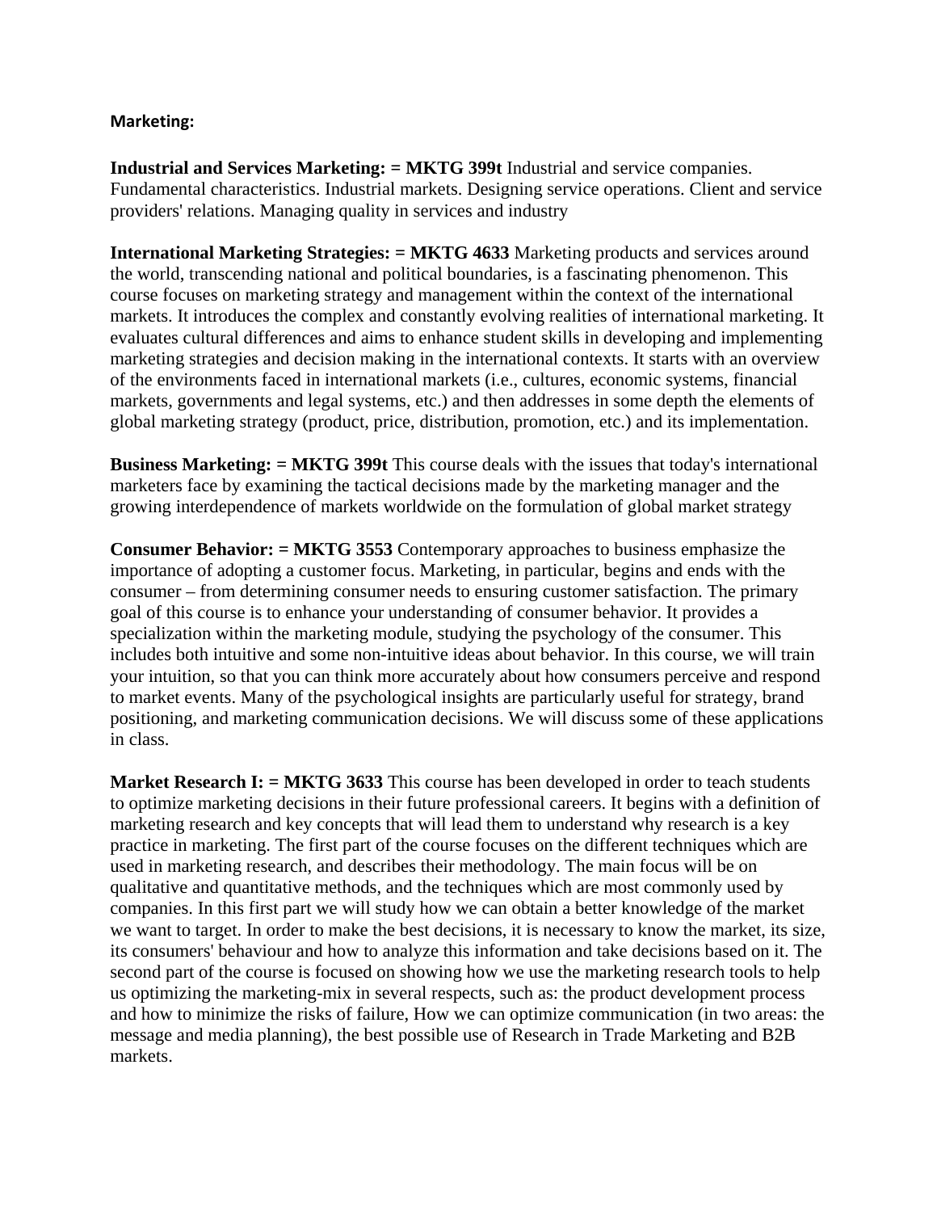**Marketing:**

**Industrial and Services Marketing: = MKTG 399t** Industrial and service companies. Fundamental characteristics. Industrial markets. Designing service operations. Client and service providers' relations. Managing quality in services and industry

**International Marketing Strategies: = MKTG 4633** Marketing products and services around the world, transcending national and political boundaries, is a fascinating phenomenon. This course focuses on marketing strategy and management within the context of the international markets. It introduces the complex and constantly evolving realities of international marketing. It evaluates cultural differences and aims to enhance student skills in developing and implementing marketing strategies and decision making in the international contexts. It starts with an overview of the environments faced in international markets (i.e., cultures, economic systems, financial markets, governments and legal systems, etc.) and then addresses in some depth the elements of global marketing strategy (product, price, distribution, promotion, etc.) and its implementation.

**Business Marketing: = MKTG 399t** This course deals with the issues that today's international marketers face by examining the tactical decisions made by the marketing manager and the growing interdependence of markets worldwide on the formulation of global market strategy

**Consumer Behavior: = MKTG 3553** Contemporary approaches to business emphasize the importance of adopting a customer focus. Marketing, in particular, begins and ends with the consumer – from determining consumer needs to ensuring customer satisfaction. The primary goal of this course is to enhance your understanding of consumer behavior. It provides a specialization within the marketing module, studying the psychology of the consumer. This includes both intuitive and some non-intuitive ideas about behavior. In this course, we will train your intuition, so that you can think more accurately about how consumers perceive and respond to market events. Many of the psychological insights are particularly useful for strategy, brand positioning, and marketing communication decisions. We will discuss some of these applications in class.

**Market Research I: = MKTG 3633** This course has been developed in order to teach students to optimize marketing decisions in their future professional careers. It begins with a definition of marketing research and key concepts that will lead them to understand why research is a key practice in marketing. The first part of the course focuses on the different techniques which are used in marketing research, and describes their methodology. The main focus will be on qualitative and quantitative methods, and the techniques which are most commonly used by companies. In this first part we will study how we can obtain a better knowledge of the market we want to target. In order to make the best decisions, it is necessary to know the market, its size, its consumers' behaviour and how to analyze this information and take decisions based on it. The second part of the course is focused on showing how we use the marketing research tools to help us optimizing the marketing-mix in several respects, such as: the product development process and how to minimize the risks of failure, How we can optimize communication (in two areas: the message and media planning), the best possible use of Research in Trade Marketing and B2B markets.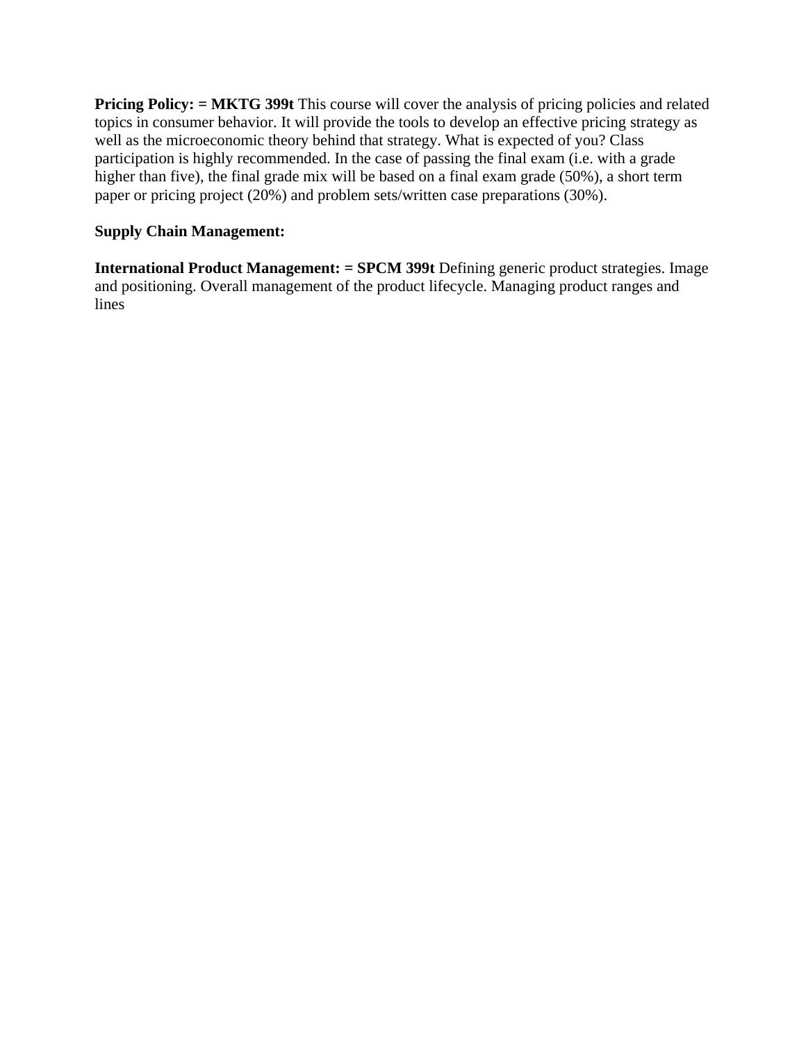**Pricing Policy: = MKTG 399t** This course will cover the analysis of pricing policies and related topics in consumer behavior. It will provide the tools to develop an effective pricing strategy as well as the microeconomic theory behind that strategy. What is expected of you? Class participation is highly recommended. In the case of passing the final exam (i.e. with a grade higher than five), the final grade mix will be based on a final exam grade (50%), a short term paper or pricing project (20%) and problem sets/written case preparations (30%).

**Supply Chain Management:**

**International Product Management: = SPCM 399t** Defining generic product strategies. Image and positioning. Overall management of the product lifecycle. Managing product ranges and lines